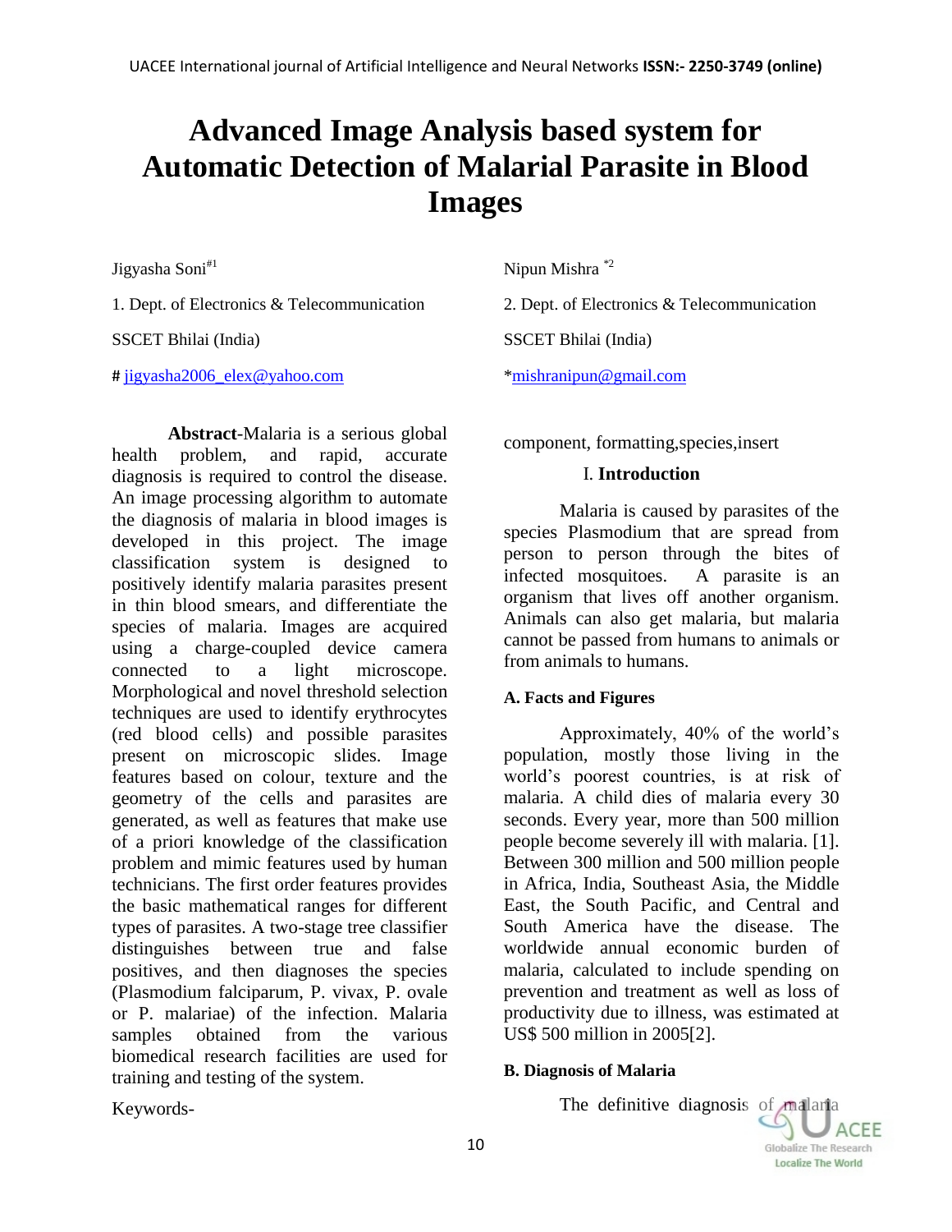# Advanced Image Analysis based system for Automatic Detection of Malarial Parasite in Blood Images

Jigyasha Soni[#1]

1. Dept. of Electronics & Telecommunication

SSCET Bhilai (India)

# jigyasha2006_elex@yahoo.com

Nipun Mishra[*2]

2. Dept. of Electronics & Telecommunication

SSCET Bhilai (India)

*mishranipun@gmail.com

**Abstract**-Malaria is a serious global health problem, and rapid, accurate diagnosis is required to control the disease. An image processing algorithm to automate the diagnosis of malaria in blood images is developed in this project. The image classification system is designed to positively identify malaria parasites present in thin blood smears, and differentiate the species of malaria. Images are acquired using a charge-coupled device camera connected to a light microscope. Morphological and novel threshold selection techniques are used to identify erythrocytes (red blood cells) and possible parasites present on microscopic slides. Image features based on colour, texture and the geometry of the cells and parasites are generated, as well as features that make use of a priori knowledge of the classification problem and mimic features used by human technicians. The first order features provides the basic mathematical ranges for different types of parasites. A two-stage tree classifier distinguishes between true and false positives, and then diagnoses the species (Plasmodium falciparum, P. vivax, P. ovale or P. malariae) of the infection. Malaria samples obtained from the various biomedical research facilities are used for training and testing of the system.

Keywords-component, formatting,species,insert

## I. Introduction

Malaria is caused by parasites of the species Plasmodium that are spread from person to person through the bites of infected mosquitoes. A parasite is an organism that lives off another organism. Animals can also get malaria, but malaria cannot be passed from humans to animals or from animals to humans.

### A. Facts and Figures

Approximately, 40% of the world's population, mostly those living in the world's poorest countries, is at risk of malaria. A child dies of malaria every 30 seconds. Every year, more than 500 million people become severely ill with malaria. [1]. Between 300 million and 500 million people in Africa, India, Southeast Asia, the Middle East, the South Pacific, and Central and South America have the disease. The worldwide annual economic burden of malaria, calculated to include spending on prevention and treatment as well as loss of productivity due to illness, was estimated at US$ 500 million in 2005[2].

### B. Diagnosis of Malaria

The definitive diagnosis of malaria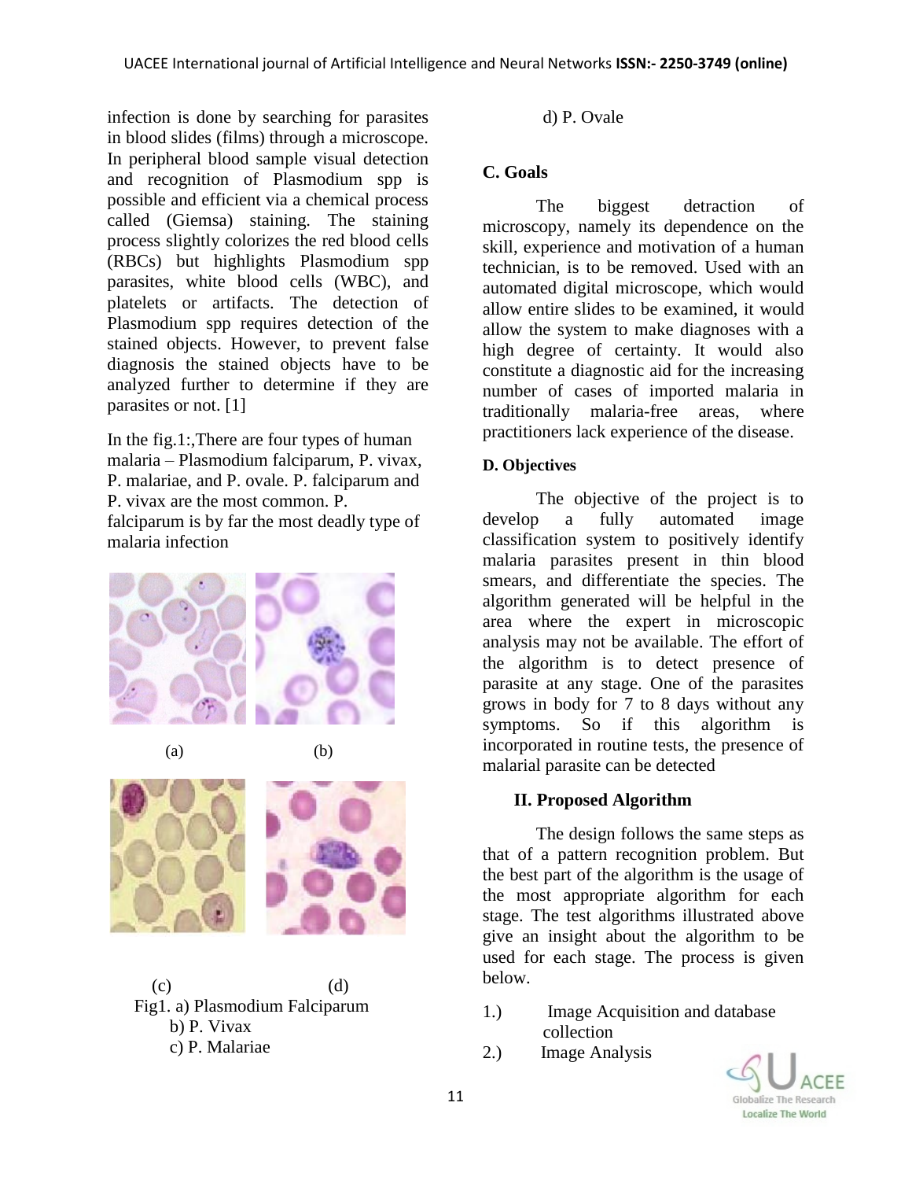infection is done by searching for parasites in blood slides (films) through a microscope. In peripheral blood sample visual detection and recognition of Plasmodium spp is possible and efficient via a chemical process called (Giemsa) staining. The staining process slightly colorizes the red blood cells (RBCs) but highlights Plasmodium spp parasites, white blood cells (WBC), and platelets or artifacts. The detection of Plasmodium spp requires detection of the stained objects. However, to prevent false diagnosis the stained objects have to be analyzed further to determine if they are parasites or not. [1]

In the fig.1:,There are four types of human malaria – Plasmodium falciparum, P. vivax, P. malariae, and P. ovale. P. falciparum and P. vivax are the most common. P. falciparum is by far the most deadly type of malaria infection

(a) (b)

(c) (d)

Fig1. a) Plasmodium Falciparum
b) P. Vivax
c) P. Malariae
d) P. Ovale

### C. Goals

The biggest detraction of microscopy, namely its dependence on the skill, experience and motivation of a human technician, is to be removed. Used with an automated digital microscope, which would allow entire slides to be examined, it would allow the system to make diagnoses with a high degree of certainty. It would also constitute a diagnostic aid for the increasing number of cases of imported malaria in traditionally malaria-free areas, where practitioners lack experience of the disease.

### D. Objectives

The objective of the project is to develop a fully automated image classification system to positively identify malaria parasites present in thin blood smears, and differentiate the species. The algorithm generated will be helpful in the area where the expert in microscopic analysis may not be available. The effort of the algorithm is to detect presence of parasite at any stage. One of the parasites grows in body for 7 to 8 days without any symptoms. So if this algorithm is incorporated in routine tests, the presence of malarial parasite can be detected

## II. Proposed Algorithm

The design follows the same steps as that of a pattern recognition problem. But the best part of the algorithm is the usage of the most appropriate algorithm for each stage. The test algorithms illustrated above give an insight about the algorithm to be used for each stage. The process is given below.

1.) Image Acquisition and database collection
2.) Image Analysis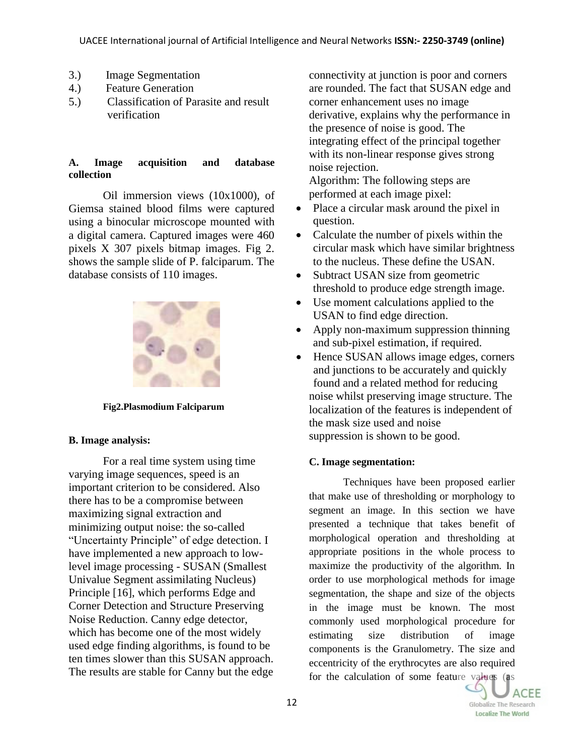3.) Image Segmentation
4.) Feature Generation
5.) Classification of Parasite and result verification

**A. Image acquisition and database collection**

Oil immersion views (10x1000), of Giemsa stained blood films were captured using a binocular microscope mounted with a digital camera. Captured images were 460 pixels X 307 pixels bitmap images. Fig 2. shows the sample slide of P. falciparum. The database consists of 110 images.

**Fig2.Plasmodium Falciparum**

**B. Image analysis:**

For a real time system using time varying image sequences, speed is an important criterion to be considered. Also there has to be a compromise between maximizing signal extraction and minimizing output noise: the so-called "Uncertainty Principle" of edge detection. I have implemented a new approach to low-level image processing - SUSAN (Smallest Univalue Segment assimilating Nucleus) Principle [16], which performs Edge and Corner Detection and Structure Preserving Noise Reduction. Canny edge detector, which has become one of the most widely used edge finding algorithms, is found to be ten times slower than this SUSAN approach. The results are stable for Canny but the edge connectivity at junction is poor and corners are rounded. The fact that SUSAN edge and corner enhancement uses no image derivative, explains why the performance in the presence of noise is good. The integrating effect of the principal together with its non-linear response gives strong noise rejection.

Algorithm: The following steps are performed at each image pixel:

- Place a circular mask around the pixel in question.
- Calculate the number of pixels within the circular mask which have similar brightness to the nucleus. These define the USAN.
- Subtract USAN size from geometric threshold to produce edge strength image.
- Use moment calculations applied to the USAN to find edge direction.
- Apply non-maximum suppression thinning and sub-pixel estimation, if required.
- Hence SUSAN allows image edges, corners and junctions to be accurately and quickly found and a related method for reducing noise whilst preserving image structure. The localization of the features is independent of the mask size used and noise suppression is shown to be good.

**C. Image segmentation:**

Techniques have been proposed earlier that make use of thresholding or morphology to segment an image. In this section we have presented a technique that takes benefit of morphological operation and thresholding at appropriate positions in the whole process to maximize the productivity of the algorithm. In order to use morphological methods for image segmentation, the shape and size of the objects in the image must be known. The most commonly used morphological procedure for estimating size distribution of image components is the Granulometry. The size and eccentricity of the erythrocytes are also required for the calculation of some feature values (as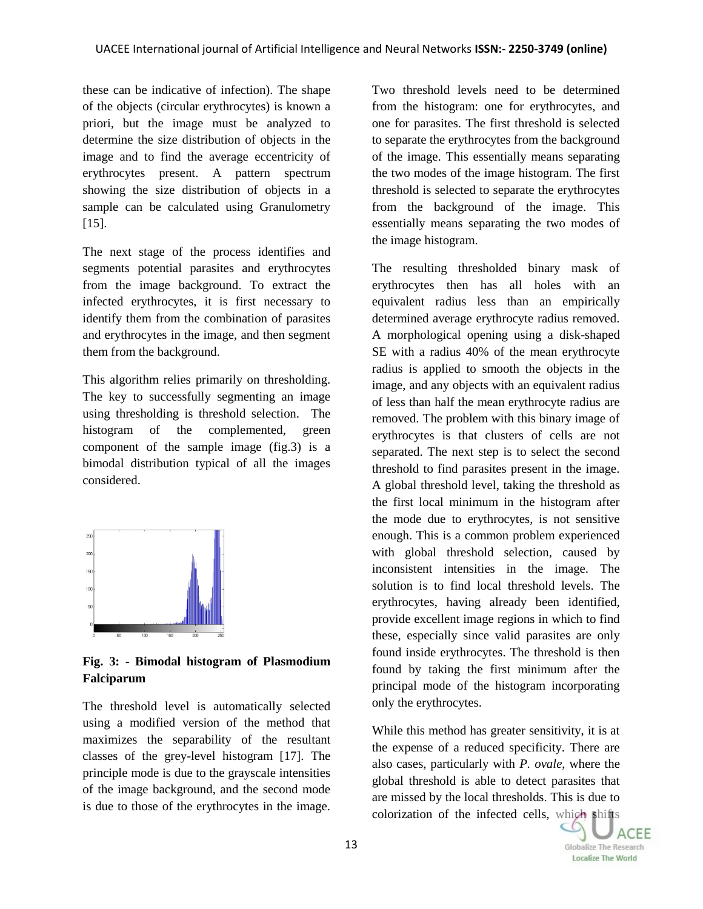these can be indicative of infection). The shape of the objects (circular erythrocytes) is known a priori, but the image must be analyzed to determine the size distribution of objects in the image and to find the average eccentricity of erythrocytes present. A pattern spectrum showing the size distribution of objects in a sample can be calculated using Granulometry [15].

The next stage of the process identifies and segments potential parasites and erythrocytes from the image background. To extract the infected erythrocytes, it is first necessary to identify them from the combination of parasites and erythrocytes in the image, and then segment them from the background.

This algorithm relies primarily on thresholding. The key to successfully segmenting an image using thresholding is threshold selection. The histogram of the complemented, green component of the sample image (fig.3) is a bimodal distribution typical of all the images considered.

**Fig. 3: - Bimodal histogram of Plasmodium Falciparum**

The threshold level is automatically selected using a modified version of the method that maximizes the separability of the resultant classes of the grey-level histogram [17]. The principle mode is due to the grayscale intensities of the image background, and the second mode is due to those of the erythrocytes in the image. Two threshold levels need to be determined from the histogram: one for erythrocytes, and one for parasites. The first threshold is selected to separate the erythrocytes from the background of the image. This essentially means separating the two modes of the image histogram. The first threshold is selected to separate the erythrocytes from the background of the image. This essentially means separating the two modes of the image histogram.

The resulting thresholded binary mask of erythrocytes then has all holes with an equivalent radius less than an empirically determined average erythrocyte radius removed. A morphological opening using a disk-shaped SE with a radius 40% of the mean erythrocyte radius is applied to smooth the objects in the image, and any objects with an equivalent radius of less than half the mean erythrocyte radius are removed. The problem with this binary image of erythrocytes is that clusters of cells are not separated. The next step is to select the second threshold to find parasites present in the image. A global threshold level, taking the threshold as the first local minimum in the histogram after the mode due to erythrocytes, is not sensitive enough. This is a common problem experienced with global threshold selection, caused by inconsistent intensities in the image. The solution is to find local threshold levels. The erythrocytes, having already been identified, provide excellent image regions in which to find these, especially since valid parasites are only found inside erythrocytes. The threshold is then found by taking the first minimum after the principal mode of the histogram incorporating only the erythrocytes.

While this method has greater sensitivity, it is at the expense of a reduced specificity. There are also cases, particularly with *P. ovale*, where the global threshold is able to detect parasites that are missed by the local thresholds. This is due to colorization of the infected cells, which shifts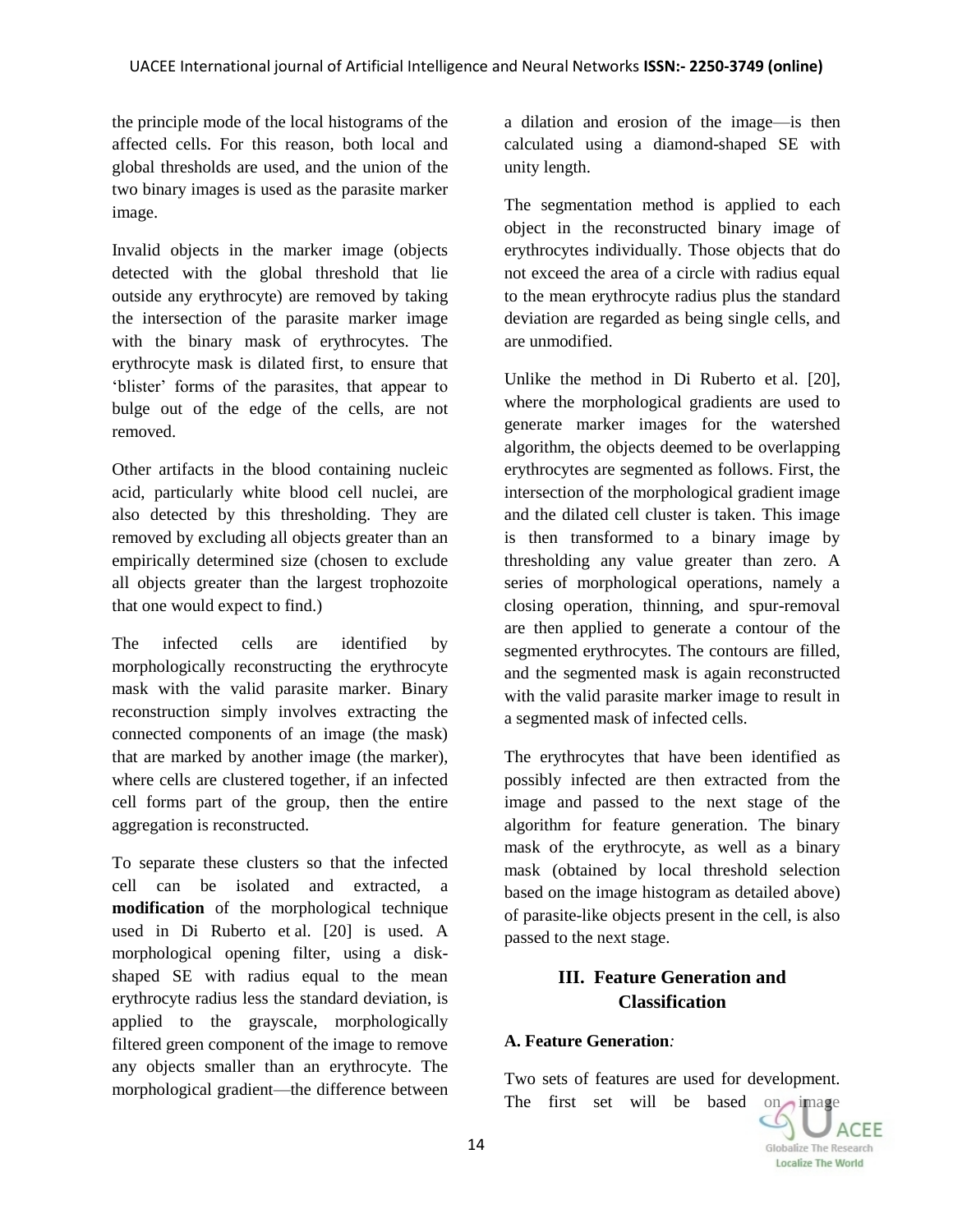the principle mode of the local histograms of the affected cells. For this reason, both local and global thresholds are used, and the union of the two binary images is used as the parasite marker image.

Invalid objects in the marker image (objects detected with the global threshold that lie outside any erythrocyte) are removed by taking the intersection of the parasite marker image with the binary mask of erythrocytes. The erythrocyte mask is dilated first, to ensure that 'blister' forms of the parasites, that appear to bulge out of the edge of the cells, are not removed.

Other artifacts in the blood containing nucleic acid, particularly white blood cell nuclei, are also detected by this thresholding. They are removed by excluding all objects greater than an empirically determined size (chosen to exclude all objects greater than the largest trophozoite that one would expect to find.)

The infected cells are identified by morphologically reconstructing the erythrocyte mask with the valid parasite marker. Binary reconstruction simply involves extracting the connected components of an image (the mask) that are marked by another image (the marker), where cells are clustered together, if an infected cell forms part of the group, then the entire aggregation is reconstructed.

To separate these clusters so that the infected cell can be isolated and extracted, a **modification** of the morphological technique used in Di Ruberto et al. [20] is used. A morphological opening filter, using a disk-shaped SE with radius equal to the mean erythrocyte radius less the standard deviation, is applied to the grayscale, morphologically filtered green component of the image to remove any objects smaller than an erythrocyte. The morphological gradient—the difference between a dilation and erosion of the image—is then calculated using a diamond-shaped SE with unity length.

The segmentation method is applied to each object in the reconstructed binary image of erythrocytes individually. Those objects that do not exceed the area of a circle with radius equal to the mean erythrocyte radius plus the standard deviation are regarded as being single cells, and are unmodified.

Unlike the method in Di Ruberto et al. [20], where the morphological gradients are used to generate marker images for the watershed algorithm, the objects deemed to be overlapping erythrocytes are segmented as follows. First, the intersection of the morphological gradient image and the dilated cell cluster is taken. This image is then transformed to a binary image by thresholding any value greater than zero. A series of morphological operations, namely a closing operation, thinning, and spur-removal are then applied to generate a contour of the segmented erythrocytes. The contours are filled, and the segmented mask is again reconstructed with the valid parasite marker image to result in a segmented mask of infected cells.

The erythrocytes that have been identified as possibly infected are then extracted from the image and passed to the next stage of the algorithm for feature generation. The binary mask of the erythrocyte, as well as a binary mask (obtained by local threshold selection based on the image histogram as detailed above) of parasite-like objects present in the cell, is also passed to the next stage.

## III. Feature Generation and Classification

**A. Feature Generation***:*

Two sets of features are used for development. The first set will be based on image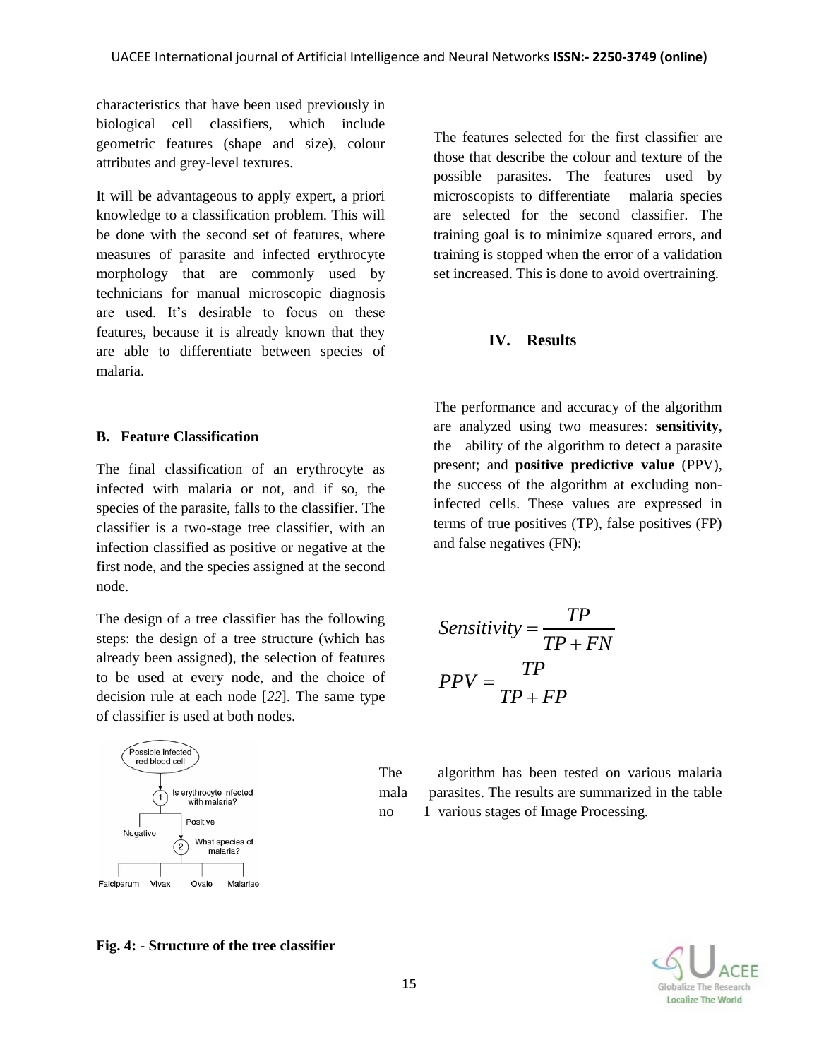characteristics that have been used previously in biological cell classifiers, which include geometric features (shape and size), colour attributes and grey-level textures.

It will be advantageous to apply expert, a priori knowledge to a classification problem. This will be done with the second set of features, where measures of parasite and infected erythrocyte morphology that are commonly used by technicians for manual microscopic diagnosis are used. It's desirable to focus on these features, because it is already known that they are able to differentiate between species of malaria.

### B. Feature Classification

The final classification of an erythrocyte as infected with malaria or not, and if so, the species of the parasite, falls to the classifier. The classifier is a two-stage tree classifier, with an infection classified as positive or negative at the first node, and the species assigned at the second node.

The design of a tree classifier has the following steps: the design of a tree structure (which has already been assigned), the selection of features to be used at every node, and the choice of decision rule at each node [*22*]. The same type of classifier is used at both nodes.

Possible infected red blood cell → (1) Is erythrocyte infected with malaria? → Negative / Positive → (2) What species of malaria? → Falciparum, Vivax, Ovale, Malariae

**Fig. 4: - Structure of the tree classifier**

The features selected for the first classifier are those that describe the colour and texture of the possible parasites. The features used by microscopists to differentiate malaria species are selected for the second classifier. The training goal is to minimize squared errors, and training is stopped when the error of a validation set increased. This is done to avoid overtraining.

## IV. Results

The performance and accuracy of the algorithm are analyzed using two measures: **sensitivity**, the ability of the algorithm to detect a parasite present; and **positive predictive value** (PPV), the success of the algorithm at excluding non-infected cells. These values are expressed in terms of true positives (TP), false positives (FP) and false negatives (FN):

$$Sensitivity = \frac{TP}{TP + FN}$$

$$PPV = \frac{TP}{TP + FP}$$

The algorithm has been tested on various malaria mala parasites. The results are summarized in the table no 1 various stages of Image Processing.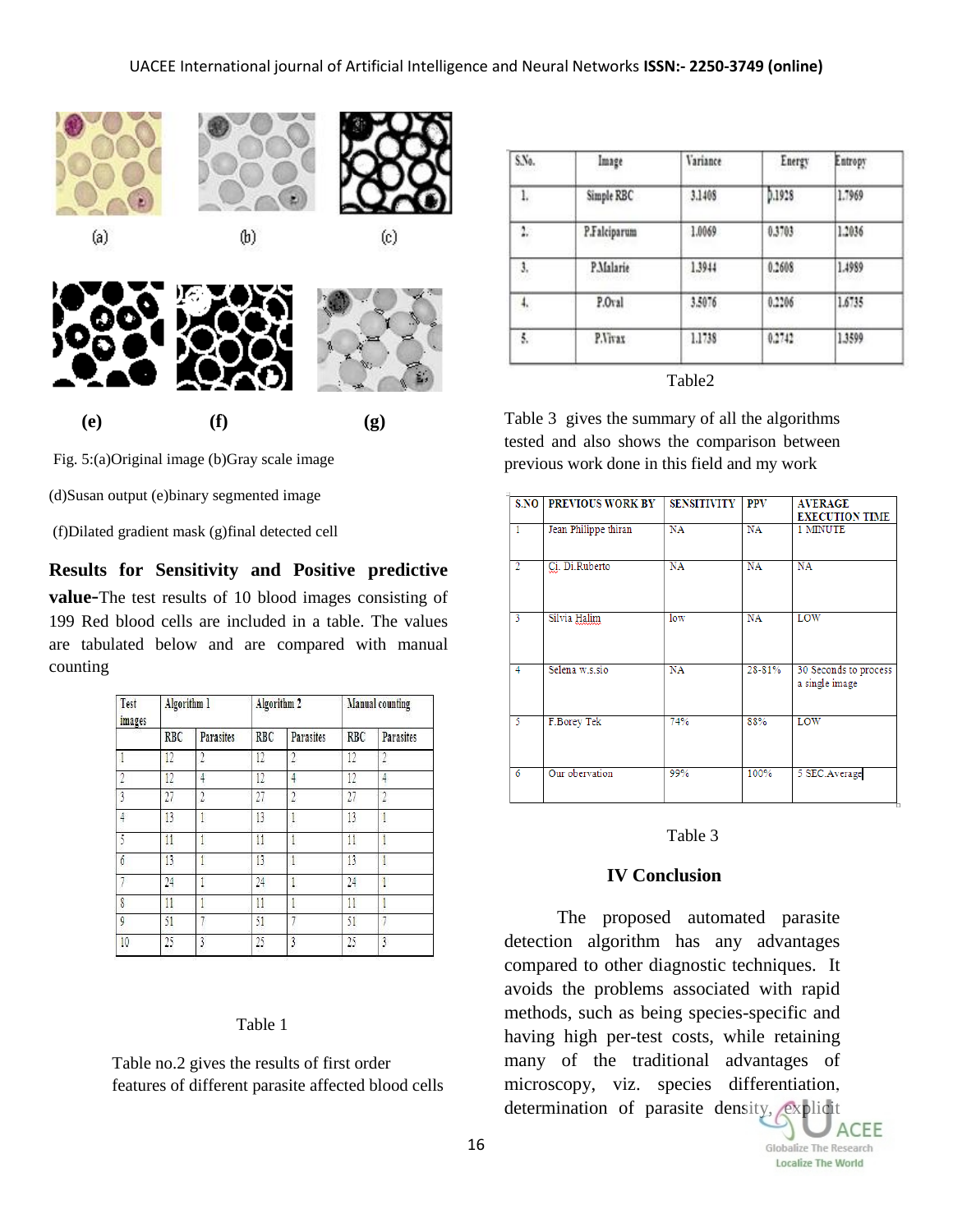(a) (b) (c)

(e) (f) (g)

Fig. 5:(a)Original image (b)Gray scale image

(d)Susan output (e)binary segmented image

(f)Dilated gradient mask (g)final detected cell

**Results for Sensitivity and Positive predictive value-**The test results of 10 blood images consisting of 199 Red blood cells are included in a table. The values are tabulated below and are compared with manual counting

| Test images | Algorithm 1 | | Algorithm 2 | | Manual counting | |
|---|---|---|---|---|---|---|
| | RBC | Parasites | RBC | Parasites | RBC | Parasites |
| 1 | 12 | 2 | 12 | 2 | 12 | 2 |
| 2 | 12 | 4 | 12 | 4 | 12 | 4 |
| 3 | 27 | 2 | 27 | 2 | 27 | 2 |
| 4 | 13 | 1 | 13 | 1 | 13 | 1 |
| 5 | 11 | 1 | 11 | 1 | 11 | 1 |
| 6 | 13 | 1 | 13 | 1 | 13 | 1 |
| 7 | 24 | 1 | 24 | 1 | 24 | 1 |
| 8 | 11 | 1 | 11 | 1 | 11 | 1 |
| 9 | 51 | 7 | 51 | 7 | 51 | 7 |
| 10 | 25 | 3 | 25 | 3 | 25 | 3 |

Table 1

Table no.2 gives the results of first order features of different parasite affected blood cells

| S.No. | Image | Variance | Energy | Entropy |
|---|---|---|---|---|
| 1. | Simple RBC | 3.1408 | 0.1928 | 1.7969 |
| 2. | P.Falciparum | 1.0069 | 0.3703 | 1.2036 |
| 3. | P.Malarie | 1.3944 | 0.2608 | 1.4989 |
| 4. | P.Oval | 3.5076 | 0.2206 | 1.6735 |
| 5. | P.Vivax | 1.1738 | 0.2742 | 1.3599 |

Table2

Table 3 gives the summary of all the algorithms tested and also shows the comparison between previous work done in this field and my work

| S.NO | PREVIOUS WORK BY | SENSITIVITY | PPV | AVERAGE EXECUTION TIME |
|---|---|---|---|---|
| 1 | Jean Philippe thiran | NA | NA | 1 MINUTE |
| 2 | Ci. Di.Ruberto | NA | NA | NA |
| 3 | Silvia Halim | low | NA | LOW |
| 4 | Selena w.s.sio | NA | 28-81% | 30 Seconds to process a single image |
| 5 | F.Borey Tek | 74% | 88% | LOW |
| 6 | Our obervation | 99% | 100% | 5 SEC.Average |

Table 3

## IV Conclusion

The proposed automated parasite detection algorithm has any advantages compared to other diagnostic techniques. It avoids the problems associated with rapid methods, such as being species-specific and having high per-test costs, while retaining many of the traditional advantages of microscopy, viz. species differentiation, determination of parasite density, explicit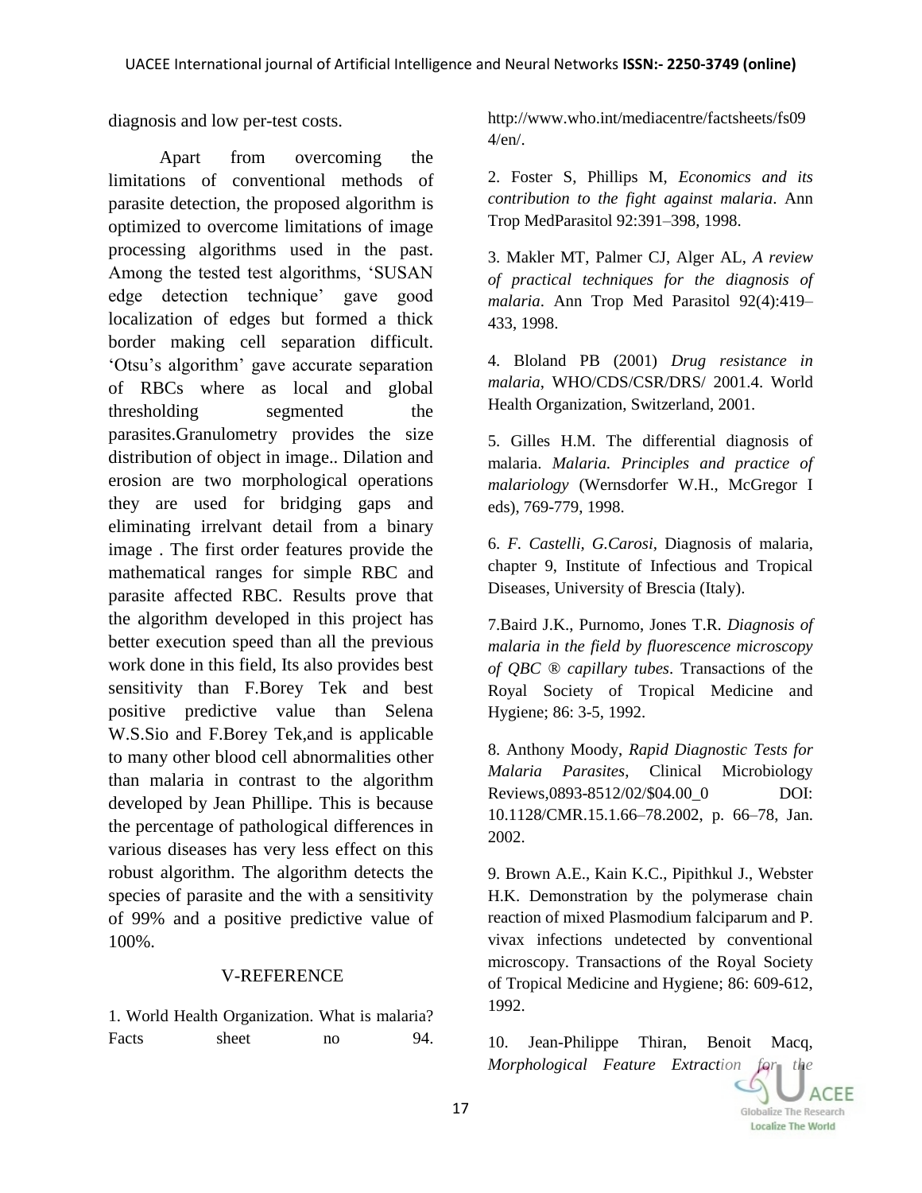diagnosis and low per-test costs.

Apart from overcoming the limitations of conventional methods of parasite detection, the proposed algorithm is optimized to overcome limitations of image processing algorithms used in the past. Among the tested test algorithms, 'SUSAN edge detection technique' gave good localization of edges but formed a thick border making cell separation difficult. 'Otsu's algorithm' gave accurate separation of RBCs where as local and global thresholding segmented the parasites.Granulometry provides the size distribution of object in image.. Dilation and erosion are two morphological operations they are used for bridging gaps and eliminating irrelvant detail from a binary image . The first order features provide the mathematical ranges for simple RBC and parasite affected RBC. Results prove that the algorithm developed in this project has better execution speed than all the previous work done in this field, Its also provides best sensitivity than F.Borey Tek and best positive predictive value than Selena W.S.Sio and F.Borey Tek,and is applicable to many other blood cell abnormalities other than malaria in contrast to the algorithm developed by Jean Phillipe. This is because the percentage of pathological differences in various diseases has very less effect on this robust algorithm. The algorithm detects the species of parasite and the with a sensitivity of 99% and a positive predictive value of 100%.

## V-REFERENCE

1. World Health Organization. What is malaria? Facts sheet no 94. http://www.who.int/mediacentre/factsheets/fs094/en/.

2. Foster S, Phillips M, *Economics and its contribution to the fight against malaria*. Ann Trop MedParasitol 92:391–398, 1998.

3. Makler MT, Palmer CJ, Alger AL, *A review of practical techniques for the diagnosis of malaria*. Ann Trop Med Parasitol 92(4):419–433, 1998.

4. Bloland PB (2001) *Drug resistance in malaria*, WHO/CDS/CSR/DRS/ 2001.4. World Health Organization, Switzerland, 2001.

5. Gilles H.M. The differential diagnosis of malaria. *Malaria. Principles and practice of malariology* (Wernsdorfer W.H., McGregor I eds), 769-779, 1998.

6. *F. Castelli, G.Carosi*, Diagnosis of malaria, chapter 9, Institute of Infectious and Tropical Diseases, University of Brescia (Italy).

7.Baird J.K., Purnomo, Jones T.R. *Diagnosis of malaria in the field by fluorescence microscopy of QBC ® capillary tubes*. Transactions of the Royal Society of Tropical Medicine and Hygiene; 86: 3-5, 1992.

8. Anthony Moody, *Rapid Diagnostic Tests for Malaria Parasites*, Clinical Microbiology Reviews,0893-8512/02/$04.00_0 DOI: 10.1128/CMR.15.1.66–78.2002, p. 66–78, Jan. 2002.

9. Brown A.E., Kain K.C., Pipithkul J., Webster H.K. Demonstration by the polymerase chain reaction of mixed Plasmodium falciparum and P. vivax infections undetected by conventional microscopy. Transactions of the Royal Society of Tropical Medicine and Hygiene; 86: 609-612, 1992.

10. Jean-Philippe Thiran, Benoit Macq, *Morphological Feature Extraction for the*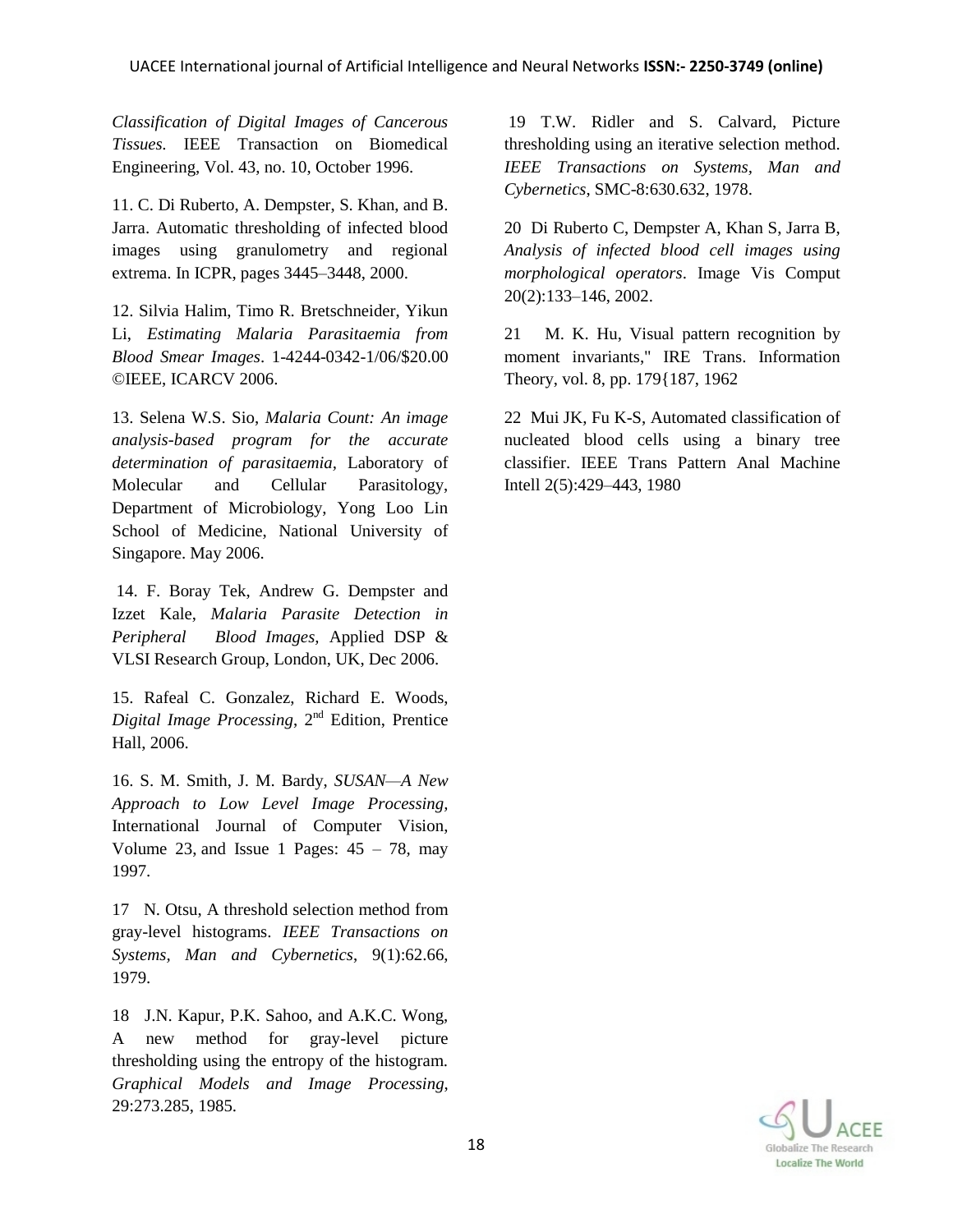*Classification of Digital Images of Cancerous Tissues.* IEEE Transaction on Biomedical Engineering, Vol. 43, no. 10, October 1996.

11. C. Di Ruberto, A. Dempster, S. Khan, and B. Jarra. Automatic thresholding of infected blood images using granulometry and regional extrema. In ICPR, pages 3445–3448, 2000.

12. Silvia Halim, Timo R. Bretschneider, Yikun Li, *Estimating Malaria Parasitaemia from Blood Smear Images*. 1-4244-0342-1/06/$20.00 ©IEEE, ICARCV 2006.

13. Selena W.S. Sio, *Malaria Count: An image analysis-based program for the accurate determination of parasitaemia*, Laboratory of Molecular and Cellular Parasitology, Department of Microbiology, Yong Loo Lin School of Medicine, National University of Singapore. May 2006.

14. F. Boray Tek, Andrew G. Dempster and Izzet Kale, *Malaria Parasite Detection in Peripheral Blood Images,* Applied DSP & VLSI Research Group, London, UK, Dec 2006.

15. Rafeal C. Gonzalez, Richard E. Woods, *Digital Image Processing*, 2nd Edition, Prentice Hall, 2006.

16. S. M. Smith, J. M. Bardy, *SUSAN—A New Approach to Low Level Image Processing*, International Journal of Computer Vision, Volume 23, and Issue 1 Pages: 45 – 78, may 1997.

17 N. Otsu, A threshold selection method from gray-level histograms. *IEEE Transactions on Systems, Man and Cybernetics*, 9(1):62.66, 1979.

18 J.N. Kapur, P.K. Sahoo, and A.K.C. Wong, A new method for gray-level picture thresholding using the entropy of the histogram. *Graphical Models and Image Processing*, 29:273.285, 1985.

19 T.W. Ridler and S. Calvard, Picture thresholding using an iterative selection method. *IEEE Transactions on Systems, Man and Cybernetics*, SMC-8:630.632, 1978.

20 Di Ruberto C, Dempster A, Khan S, Jarra B, *Analysis of infected blood cell images using morphological operators*. Image Vis Comput 20(2):133–146, 2002.

21 M. K. Hu, Visual pattern recognition by moment invariants," IRE Trans. Information Theory, vol. 8, pp. 179{187, 1962

22 Mui JK, Fu K-S, Automated classification of nucleated blood cells using a binary tree classifier. IEEE Trans Pattern Anal Machine Intell 2(5):429–443, 1980